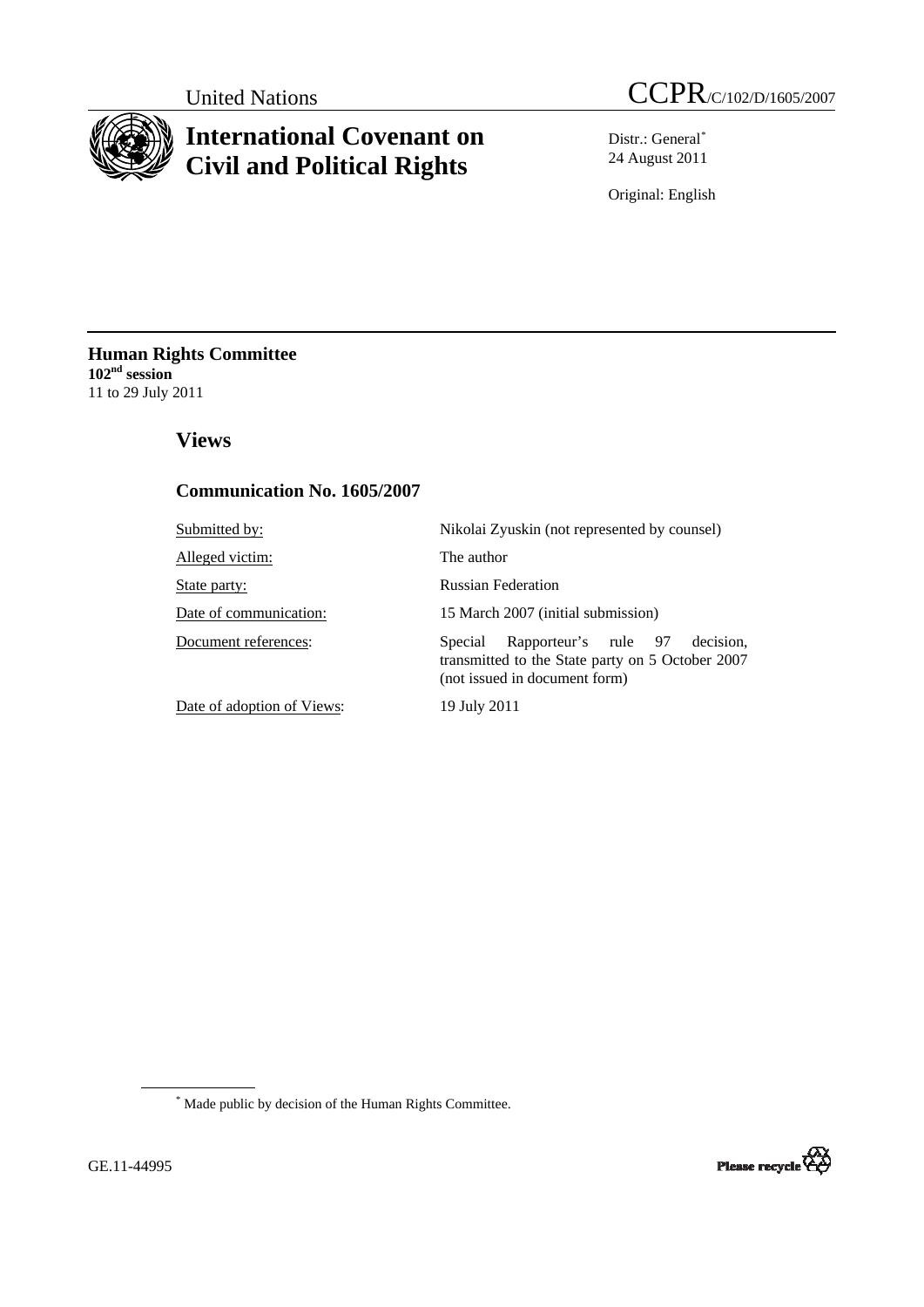United Nations

CCPR/C/102/D/1605/2007

# International Covenant on Civil and Political Rights

Distr.: General*
24 August 2011

Original: English

**Human Rights Committee**
**102nd session**
11 to 29 July 2011

## Views

### Communication No. 1605/2007

| | |
|---|---|
| Submitted by: | Nikolai Zyuskin (not represented by counsel) |
| Alleged victim: | The author |
| State party: | Russian Federation |
| Date of communication: | 15 March 2007 (initial submission) |
| Document references: | Special Rapporteur's rule 97 decision, transmitted to the State party on 5 October 2007 (not issued in document form) |
| Date of adoption of Views: | 19 July 2011 |

\* Made public by decision of the Human Rights Committee.

GE.11-44995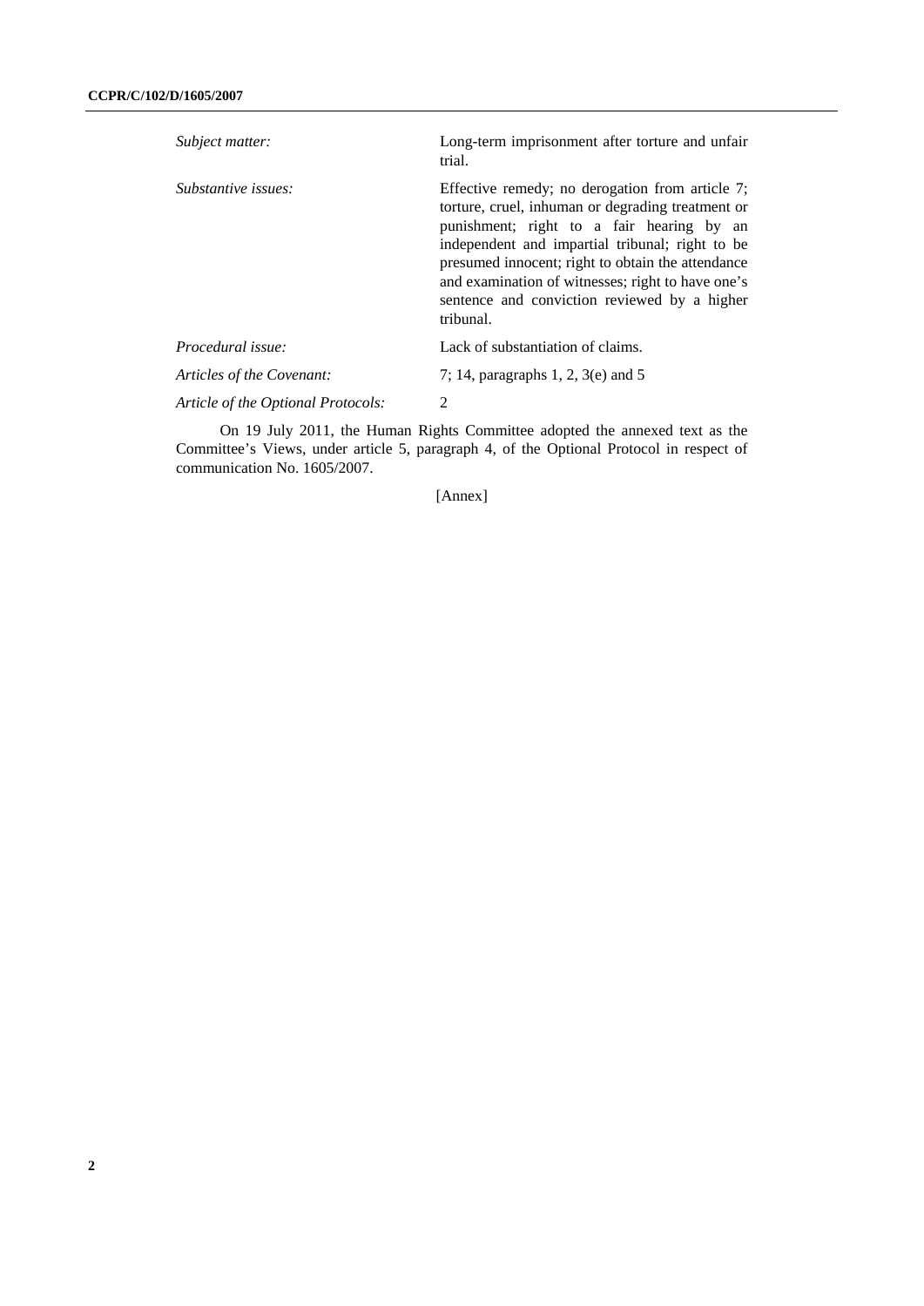| | |
|---|---|
| *Subject matter:* | Long-term imprisonment after torture and unfair trial. |
| *Substantive issues:* | Effective remedy; no derogation from article 7; torture, cruel, inhuman or degrading treatment or punishment; right to a fair hearing by an independent and impartial tribunal; right to be presumed innocent; right to obtain the attendance and examination of witnesses; right to have one's sentence and conviction reviewed by a higher tribunal. |
| *Procedural issue:* | Lack of substantiation of claims. |
| *Articles of the Covenant:* | 7; 14, paragraphs 1, 2, 3(e) and 5 |
| *Article of the Optional Protocols:* | 2 |

On 19 July 2011, the Human Rights Committee adopted the annexed text as the Committee's Views, under article 5, paragraph 4, of the Optional Protocol in respect of communication No. 1605/2007.

[Annex]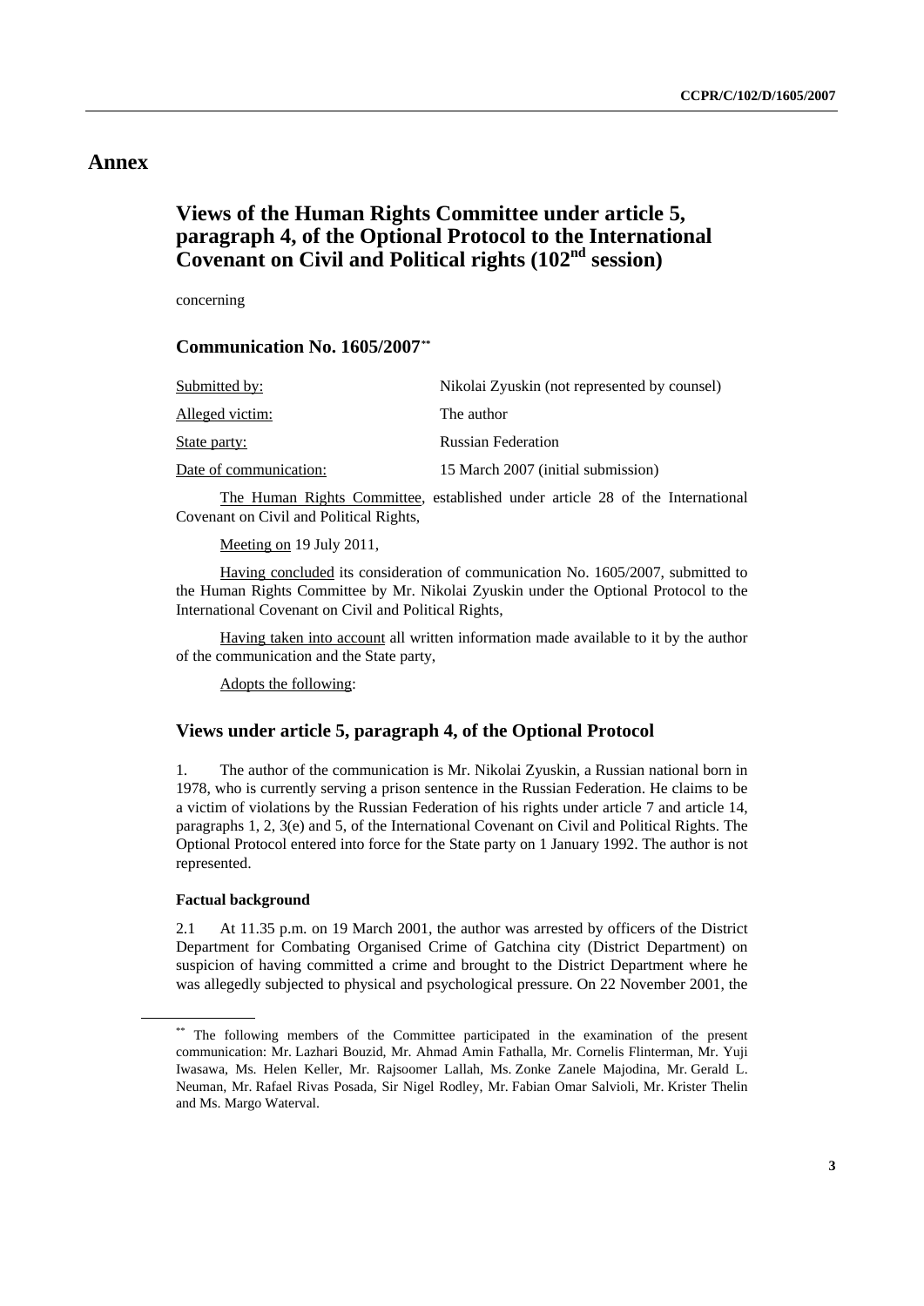# Annex

## Views of the Human Rights Committee under article 5, paragraph 4, of the Optional Protocol to the International Covenant on Civil and Political rights (102nd session)

concerning

### Communication No. 1605/2007**

| | |
|---|---|
| Submitted by: | Nikolai Zyuskin (not represented by counsel) |
| Alleged victim: | The author |
| State party: | Russian Federation |
| Date of communication: | 15 March 2007 (initial submission) |

The Human Rights Committee, established under article 28 of the International Covenant on Civil and Political Rights,

Meeting on 19 July 2011,

Having concluded its consideration of communication No. 1605/2007, submitted to the Human Rights Committee by Mr. Nikolai Zyuskin under the Optional Protocol to the International Covenant on Civil and Political Rights,

Having taken into account all written information made available to it by the author of the communication and the State party,

Adopts the following:

### Views under article 5, paragraph 4, of the Optional Protocol

1. The author of the communication is Mr. Nikolai Zyuskin, a Russian national born in 1978, who is currently serving a prison sentence in the Russian Federation. He claims to be a victim of violations by the Russian Federation of his rights under article 7 and article 14, paragraphs 1, 2, 3(e) and 5, of the International Covenant on Civil and Political Rights. The Optional Protocol entered into force for the State party on 1 January 1992. The author is not represented.

**Factual background**

2.1 At 11.35 p.m. on 19 March 2001, the author was arrested by officers of the District Department for Combating Organised Crime of Gatchina city (District Department) on suspicion of having committed a crime and brought to the District Department where he was allegedly subjected to physical and psychological pressure. On 22 November 2001, the

** The following members of the Committee participated in the examination of the present communication: Mr. Lazhari Bouzid, Mr. Ahmad Amin Fathalla, Mr. Cornelis Flinterman, Mr. Yuji Iwasawa, Ms. Helen Keller, Mr. Rajsoomer Lallah, Ms. Zonke Zanele Majodina, Mr. Gerald L. Neuman, Mr. Rafael Rivas Posada, Sir Nigel Rodley, Mr. Fabian Omar Salvioli, Mr. Krister Thelin and Ms. Margo Waterval.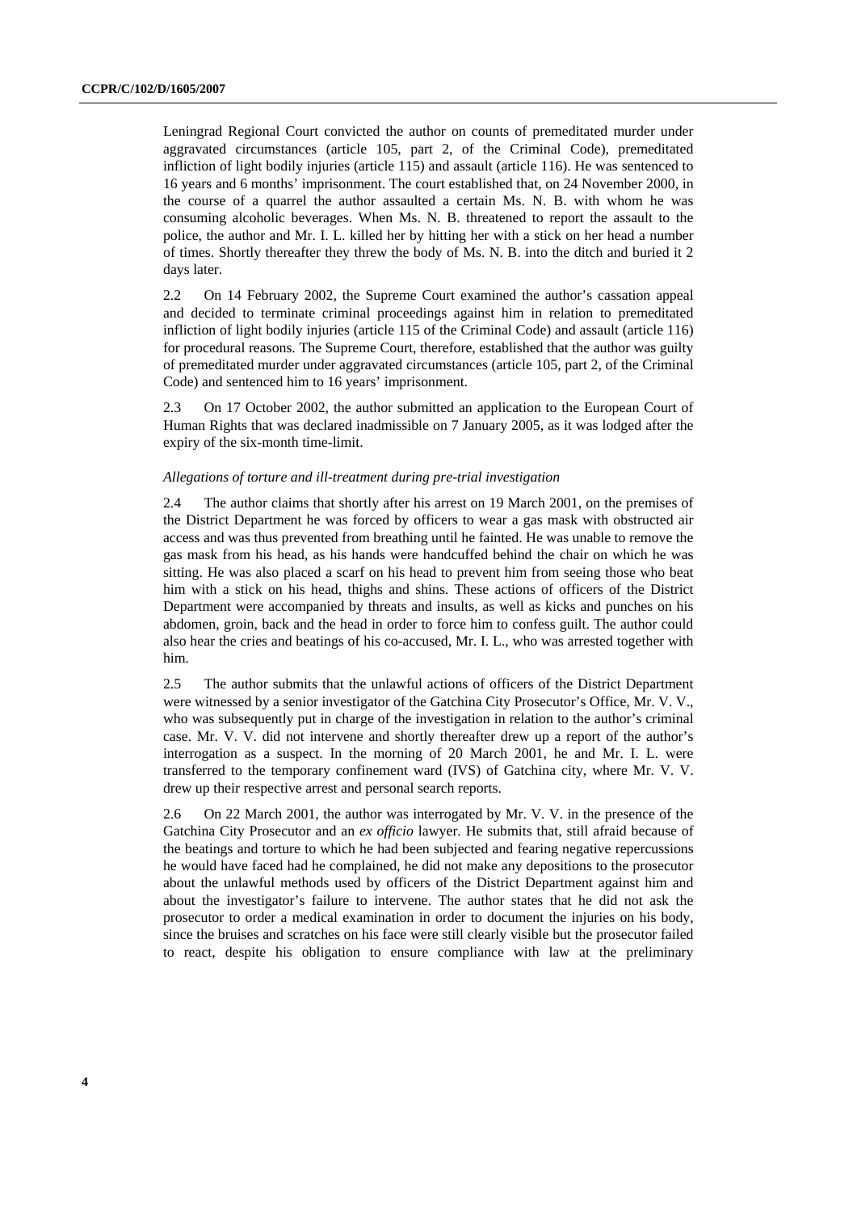Leningrad Regional Court convicted the author on counts of premeditated murder under aggravated circumstances (article 105, part 2, of the Criminal Code), premeditated infliction of light bodily injuries (article 115) and assault (article 116). He was sentenced to 16 years and 6 months' imprisonment. The court established that, on 24 November 2000, in the course of a quarrel the author assaulted a certain Ms. N. B. with whom he was consuming alcoholic beverages. When Ms. N. B. threatened to report the assault to the police, the author and Mr. I. L. killed her by hitting her with a stick on her head a number of times. Shortly thereafter they threw the body of Ms. N. B. into the ditch and buried it 2 days later.

2.2 On 14 February 2002, the Supreme Court examined the author's cassation appeal and decided to terminate criminal proceedings against him in relation to premeditated infliction of light bodily injuries (article 115 of the Criminal Code) and assault (article 116) for procedural reasons. The Supreme Court, therefore, established that the author was guilty of premeditated murder under aggravated circumstances (article 105, part 2, of the Criminal Code) and sentenced him to 16 years' imprisonment.

2.3 On 17 October 2002, the author submitted an application to the European Court of Human Rights that was declared inadmissible on 7 January 2005, as it was lodged after the expiry of the six-month time-limit.

*Allegations of torture and ill-treatment during pre-trial investigation*

2.4 The author claims that shortly after his arrest on 19 March 2001, on the premises of the District Department he was forced by officers to wear a gas mask with obstructed air access and was thus prevented from breathing until he fainted. He was unable to remove the gas mask from his head, as his hands were handcuffed behind the chair on which he was sitting. He was also placed a scarf on his head to prevent him from seeing those who beat him with a stick on his head, thighs and shins. These actions of officers of the District Department were accompanied by threats and insults, as well as kicks and punches on his abdomen, groin, back and the head in order to force him to confess guilt. The author could also hear the cries and beatings of his co-accused, Mr. I. L., who was arrested together with him.

2.5 The author submits that the unlawful actions of officers of the District Department were witnessed by a senior investigator of the Gatchina City Prosecutor's Office, Mr. V. V., who was subsequently put in charge of the investigation in relation to the author's criminal case. Mr. V. V. did not intervene and shortly thereafter drew up a report of the author's interrogation as a suspect. In the morning of 20 March 2001, he and Mr. I. L. were transferred to the temporary confinement ward (IVS) of Gatchina city, where Mr. V. V. drew up their respective arrest and personal search reports.

2.6 On 22 March 2001, the author was interrogated by Mr. V. V. in the presence of the Gatchina City Prosecutor and an *ex officio* lawyer. He submits that, still afraid because of the beatings and torture to which he had been subjected and fearing negative repercussions he would have faced had he complained, he did not make any depositions to the prosecutor about the unlawful methods used by officers of the District Department against him and about the investigator's failure to intervene. The author states that he did not ask the prosecutor to order a medical examination in order to document the injuries on his body, since the bruises and scratches on his face were still clearly visible but the prosecutor failed to react, despite his obligation to ensure compliance with law at the preliminary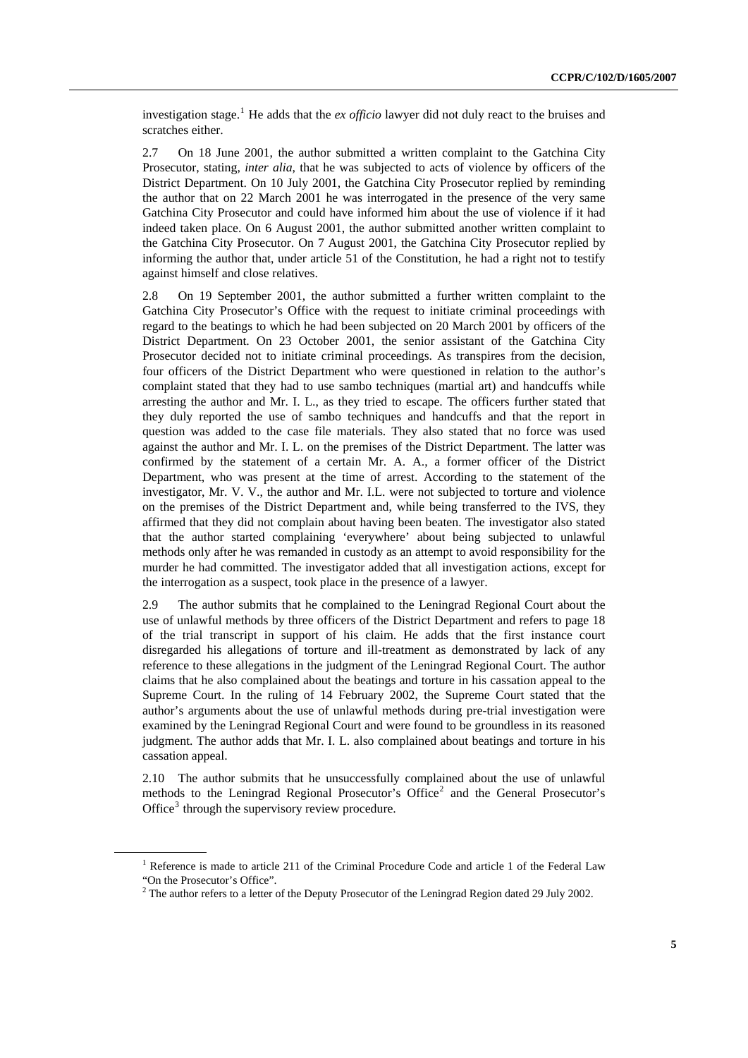investigation stage.[1] He adds that the *ex officio* lawyer did not duly react to the bruises and scratches either.

2.7 On 18 June 2001, the author submitted a written complaint to the Gatchina City Prosecutor, stating, *inter alia*, that he was subjected to acts of violence by officers of the District Department. On 10 July 2001, the Gatchina City Prosecutor replied by reminding the author that on 22 March 2001 he was interrogated in the presence of the very same Gatchina City Prosecutor and could have informed him about the use of violence if it had indeed taken place. On 6 August 2001, the author submitted another written complaint to the Gatchina City Prosecutor. On 7 August 2001, the Gatchina City Prosecutor replied by informing the author that, under article 51 of the Constitution, he had a right not to testify against himself and close relatives.

2.8 On 19 September 2001, the author submitted a further written complaint to the Gatchina City Prosecutor's Office with the request to initiate criminal proceedings with regard to the beatings to which he had been subjected on 20 March 2001 by officers of the District Department. On 23 October 2001, the senior assistant of the Gatchina City Prosecutor decided not to initiate criminal proceedings. As transpires from the decision, four officers of the District Department who were questioned in relation to the author's complaint stated that they had to use sambo techniques (martial art) and handcuffs while arresting the author and Mr. I. L., as they tried to escape. The officers further stated that they duly reported the use of sambo techniques and handcuffs and that the report in question was added to the case file materials. They also stated that no force was used against the author and Mr. I. L. on the premises of the District Department. The latter was confirmed by the statement of a certain Mr. A. A., a former officer of the District Department, who was present at the time of arrest. According to the statement of the investigator, Mr. V. V., the author and Mr. I.L. were not subjected to torture and violence on the premises of the District Department and, while being transferred to the IVS, they affirmed that they did not complain about having been beaten. The investigator also stated that the author started complaining 'everywhere' about being subjected to unlawful methods only after he was remanded in custody as an attempt to avoid responsibility for the murder he had committed. The investigator added that all investigation actions, except for the interrogation as a suspect, took place in the presence of a lawyer.

2.9 The author submits that he complained to the Leningrad Regional Court about the use of unlawful methods by three officers of the District Department and refers to page 18 of the trial transcript in support of his claim. He adds that the first instance court disregarded his allegations of torture and ill-treatment as demonstrated by lack of any reference to these allegations in the judgment of the Leningrad Regional Court. The author claims that he also complained about the beatings and torture in his cassation appeal to the Supreme Court. In the ruling of 14 February 2002, the Supreme Court stated that the author's arguments about the use of unlawful methods during pre-trial investigation were examined by the Leningrad Regional Court and were found to be groundless in its reasoned judgment. The author adds that Mr. I. L. also complained about beatings and torture in his cassation appeal.

2.10 The author submits that he unsuccessfully complained about the use of unlawful methods to the Leningrad Regional Prosecutor's Office[2] and the General Prosecutor's Office[3] through the supervisory review procedure.

---

[1] Reference is made to article 211 of the Criminal Procedure Code and article 1 of the Federal Law "On the Prosecutor's Office".

[2] The author refers to a letter of the Deputy Prosecutor of the Leningrad Region dated 29 July 2002.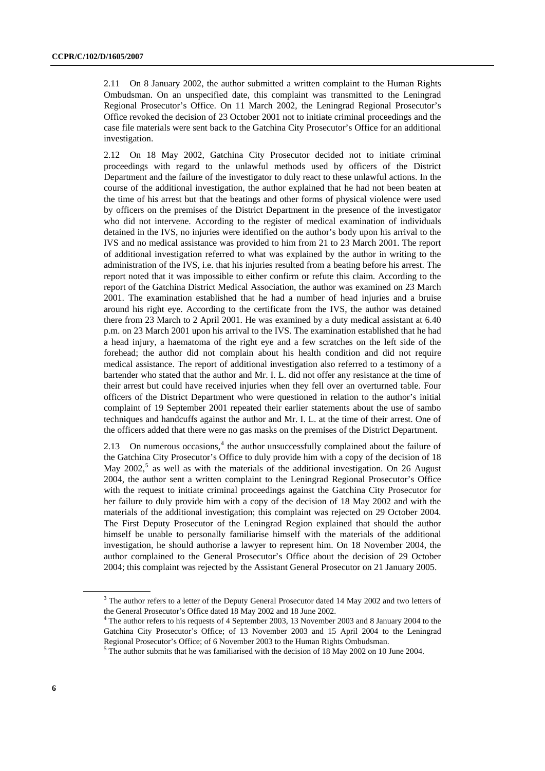2.11 On 8 January 2002, the author submitted a written complaint to the Human Rights Ombudsman. On an unspecified date, this complaint was transmitted to the Leningrad Regional Prosecutor's Office. On 11 March 2002, the Leningrad Regional Prosecutor's Office revoked the decision of 23 October 2001 not to initiate criminal proceedings and the case file materials were sent back to the Gatchina City Prosecutor's Office for an additional investigation.

2.12 On 18 May 2002, Gatchina City Prosecutor decided not to initiate criminal proceedings with regard to the unlawful methods used by officers of the District Department and the failure of the investigator to duly react to these unlawful actions. In the course of the additional investigation, the author explained that he had not been beaten at the time of his arrest but that the beatings and other forms of physical violence were used by officers on the premises of the District Department in the presence of the investigator who did not intervene. According to the register of medical examination of individuals detained in the IVS, no injuries were identified on the author's body upon his arrival to the IVS and no medical assistance was provided to him from 21 to 23 March 2001. The report of additional investigation referred to what was explained by the author in writing to the administration of the IVS, i.e. that his injuries resulted from a beating before his arrest. The report noted that it was impossible to either confirm or refute this claim. According to the report of the Gatchina District Medical Association, the author was examined on 23 March 2001. The examination established that he had a number of head injuries and a bruise around his right eye. According to the certificate from the IVS, the author was detained there from 23 March to 2 April 2001. He was examined by a duty medical assistant at 6.40 p.m. on 23 March 2001 upon his arrival to the IVS. The examination established that he had a head injury, a haematoma of the right eye and a few scratches on the left side of the forehead; the author did not complain about his health condition and did not require medical assistance. The report of additional investigation also referred to a testimony of a bartender who stated that the author and Mr. I. L. did not offer any resistance at the time of their arrest but could have received injuries when they fell over an overturned table. Four officers of the District Department who were questioned in relation to the author's initial complaint of 19 September 2001 repeated their earlier statements about the use of sambo techniques and handcuffs against the author and Mr. I. L. at the time of their arrest. One of the officers added that there were no gas masks on the premises of the District Department.

2.13 On numerous occasions,[4] the author unsuccessfully complained about the failure of the Gatchina City Prosecutor's Office to duly provide him with a copy of the decision of 18 May 2002,[5] as well as with the materials of the additional investigation. On 26 August 2004, the author sent a written complaint to the Leningrad Regional Prosecutor's Office with the request to initiate criminal proceedings against the Gatchina City Prosecutor for her failure to duly provide him with a copy of the decision of 18 May 2002 and with the materials of the additional investigation; this complaint was rejected on 29 October 2004. The First Deputy Prosecutor of the Leningrad Region explained that should the author himself be unable to personally familiarise himself with the materials of the additional investigation, he should authorise a lawyer to represent him. On 18 November 2004, the author complained to the General Prosecutor's Office about the decision of 29 October 2004; this complaint was rejected by the Assistant General Prosecutor on 21 January 2005.

---

[3] The author refers to a letter of the Deputy General Prosecutor dated 14 May 2002 and two letters of the General Prosecutor's Office dated 18 May 2002 and 18 June 2002.

[4] The author refers to his requests of 4 September 2003, 13 November 2003 and 8 January 2004 to the Gatchina City Prosecutor's Office; of 13 November 2003 and 15 April 2004 to the Leningrad Regional Prosecutor's Office; of 6 November 2003 to the Human Rights Ombudsman.

[5] The author submits that he was familiarised with the decision of 18 May 2002 on 10 June 2004.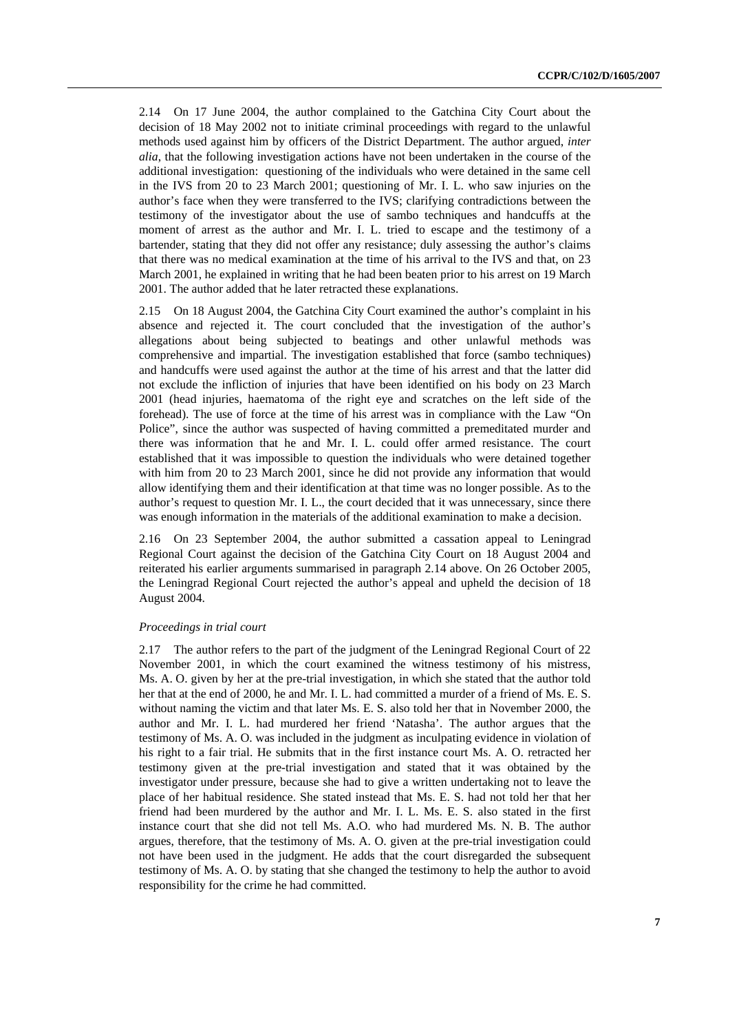2.14 On 17 June 2004, the author complained to the Gatchina City Court about the decision of 18 May 2002 not to initiate criminal proceedings with regard to the unlawful methods used against him by officers of the District Department. The author argued, *inter alia*, that the following investigation actions have not been undertaken in the course of the additional investigation: questioning of the individuals who were detained in the same cell in the IVS from 20 to 23 March 2001; questioning of Mr. I. L. who saw injuries on the author's face when they were transferred to the IVS; clarifying contradictions between the testimony of the investigator about the use of sambo techniques and handcuffs at the moment of arrest as the author and Mr. I. L. tried to escape and the testimony of a bartender, stating that they did not offer any resistance; duly assessing the author's claims that there was no medical examination at the time of his arrival to the IVS and that, on 23 March 2001, he explained in writing that he had been beaten prior to his arrest on 19 March 2001. The author added that he later retracted these explanations.

2.15 On 18 August 2004, the Gatchina City Court examined the author's complaint in his absence and rejected it. The court concluded that the investigation of the author's allegations about being subjected to beatings and other unlawful methods was comprehensive and impartial. The investigation established that force (sambo techniques) and handcuffs were used against the author at the time of his arrest and that the latter did not exclude the infliction of injuries that have been identified on his body on 23 March 2001 (head injuries, haematoma of the right eye and scratches on the left side of the forehead). The use of force at the time of his arrest was in compliance with the Law "On Police", since the author was suspected of having committed a premeditated murder and there was information that he and Mr. I. L. could offer armed resistance. The court established that it was impossible to question the individuals who were detained together with him from 20 to 23 March 2001, since he did not provide any information that would allow identifying them and their identification at that time was no longer possible. As to the author's request to question Mr. I. L., the court decided that it was unnecessary, since there was enough information in the materials of the additional examination to make a decision.

2.16 On 23 September 2004, the author submitted a cassation appeal to Leningrad Regional Court against the decision of the Gatchina City Court on 18 August 2004 and reiterated his earlier arguments summarised in paragraph 2.14 above. On 26 October 2005, the Leningrad Regional Court rejected the author's appeal and upheld the decision of 18 August 2004.

*Proceedings in trial court*

2.17 The author refers to the part of the judgment of the Leningrad Regional Court of 22 November 2001, in which the court examined the witness testimony of his mistress, Ms. A. O. given by her at the pre-trial investigation, in which she stated that the author told her that at the end of 2000, he and Mr. I. L. had committed a murder of a friend of Ms. E. S. without naming the victim and that later Ms. E. S. also told her that in November 2000, the author and Mr. I. L. had murdered her friend 'Natasha'. The author argues that the testimony of Ms. A. O. was included in the judgment as inculpating evidence in violation of his right to a fair trial. He submits that in the first instance court Ms. A. O. retracted her testimony given at the pre-trial investigation and stated that it was obtained by the investigator under pressure, because she had to give a written undertaking not to leave the place of her habitual residence. She stated instead that Ms. E. S. had not told her that her friend had been murdered by the author and Mr. I. L. Ms. E. S. also stated in the first instance court that she did not tell Ms. A.O. who had murdered Ms. N. B. The author argues, therefore, that the testimony of Ms. A. O. given at the pre-trial investigation could not have been used in the judgment. He adds that the court disregarded the subsequent testimony of Ms. A. O. by stating that she changed the testimony to help the author to avoid responsibility for the crime he had committed.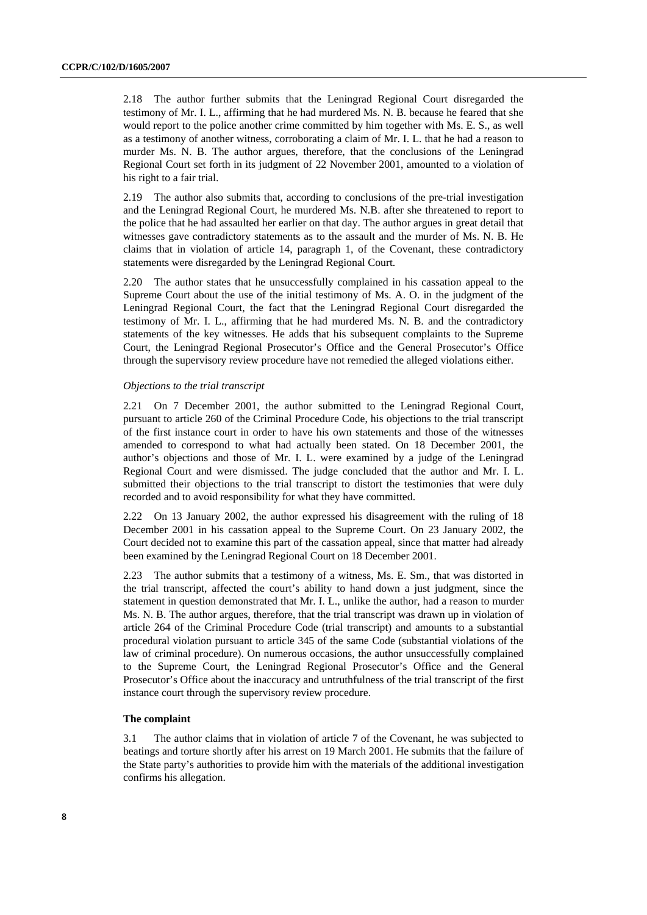2.18 The author further submits that the Leningrad Regional Court disregarded the testimony of Mr. I. L., affirming that he had murdered Ms. N. B. because he feared that she would report to the police another crime committed by him together with Ms. E. S., as well as a testimony of another witness, corroborating a claim of Mr. I. L. that he had a reason to murder Ms. N. B. The author argues, therefore, that the conclusions of the Leningrad Regional Court set forth in its judgment of 22 November 2001, amounted to a violation of his right to a fair trial.

2.19 The author also submits that, according to conclusions of the pre-trial investigation and the Leningrad Regional Court, he murdered Ms. N.B. after she threatened to report to the police that he had assaulted her earlier on that day. The author argues in great detail that witnesses gave contradictory statements as to the assault and the murder of Ms. N. B. He claims that in violation of article 14, paragraph 1, of the Covenant, these contradictory statements were disregarded by the Leningrad Regional Court.

2.20 The author states that he unsuccessfully complained in his cassation appeal to the Supreme Court about the use of the initial testimony of Ms. A. O. in the judgment of the Leningrad Regional Court, the fact that the Leningrad Regional Court disregarded the testimony of Mr. I. L., affirming that he had murdered Ms. N. B. and the contradictory statements of the key witnesses. He adds that his subsequent complaints to the Supreme Court, the Leningrad Regional Prosecutor's Office and the General Prosecutor's Office through the supervisory review procedure have not remedied the alleged violations either.

*Objections to the trial transcript*

2.21 On 7 December 2001, the author submitted to the Leningrad Regional Court, pursuant to article 260 of the Criminal Procedure Code, his objections to the trial transcript of the first instance court in order to have his own statements and those of the witnesses amended to correspond to what had actually been stated. On 18 December 2001, the author's objections and those of Mr. I. L. were examined by a judge of the Leningrad Regional Court and were dismissed. The judge concluded that the author and Mr. I. L. submitted their objections to the trial transcript to distort the testimonies that were duly recorded and to avoid responsibility for what they have committed.

2.22 On 13 January 2002, the author expressed his disagreement with the ruling of 18 December 2001 in his cassation appeal to the Supreme Court. On 23 January 2002, the Court decided not to examine this part of the cassation appeal, since that matter had already been examined by the Leningrad Regional Court on 18 December 2001.

2.23 The author submits that a testimony of a witness, Ms. E. Sm., that was distorted in the trial transcript, affected the court's ability to hand down a just judgment, since the statement in question demonstrated that Mr. I. L., unlike the author, had a reason to murder Ms. N. B. The author argues, therefore, that the trial transcript was drawn up in violation of article 264 of the Criminal Procedure Code (trial transcript) and amounts to a substantial procedural violation pursuant to article 345 of the same Code (substantial violations of the law of criminal procedure). On numerous occasions, the author unsuccessfully complained to the Supreme Court, the Leningrad Regional Prosecutor's Office and the General Prosecutor's Office about the inaccuracy and untruthfulness of the trial transcript of the first instance court through the supervisory review procedure.

**The complaint**

3.1 The author claims that in violation of article 7 of the Covenant, he was subjected to beatings and torture shortly after his arrest on 19 March 2001. He submits that the failure of the State party's authorities to provide him with the materials of the additional investigation confirms his allegation.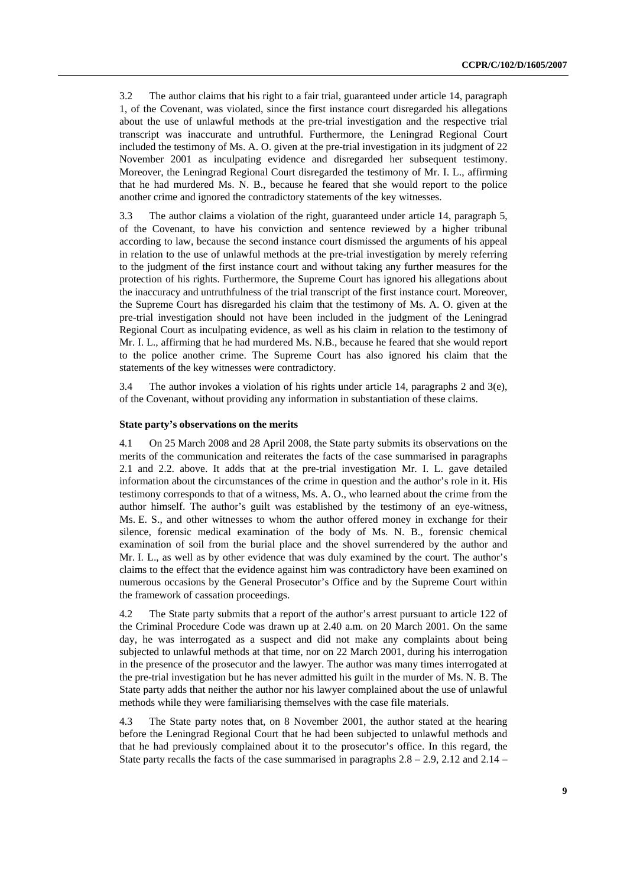3.2 The author claims that his right to a fair trial, guaranteed under article 14, paragraph 1, of the Covenant, was violated, since the first instance court disregarded his allegations about the use of unlawful methods at the pre-trial investigation and the respective trial transcript was inaccurate and untruthful. Furthermore, the Leningrad Regional Court included the testimony of Ms. A. O. given at the pre-trial investigation in its judgment of 22 November 2001 as inculpating evidence and disregarded her subsequent testimony. Moreover, the Leningrad Regional Court disregarded the testimony of Mr. I. L., affirming that he had murdered Ms. N. B., because he feared that she would report to the police another crime and ignored the contradictory statements of the key witnesses.

3.3 The author claims a violation of the right, guaranteed under article 14, paragraph 5, of the Covenant, to have his conviction and sentence reviewed by a higher tribunal according to law, because the second instance court dismissed the arguments of his appeal in relation to the use of unlawful methods at the pre-trial investigation by merely referring to the judgment of the first instance court and without taking any further measures for the protection of his rights. Furthermore, the Supreme Court has ignored his allegations about the inaccuracy and untruthfulness of the trial transcript of the first instance court. Moreover, the Supreme Court has disregarded his claim that the testimony of Ms. A. O. given at the pre-trial investigation should not have been included in the judgment of the Leningrad Regional Court as inculpating evidence, as well as his claim in relation to the testimony of Mr. I. L., affirming that he had murdered Ms. N.B., because he feared that she would report to the police another crime. The Supreme Court has also ignored his claim that the statements of the key witnesses were contradictory.

3.4 The author invokes a violation of his rights under article 14, paragraphs 2 and 3(e), of the Covenant, without providing any information in substantiation of these claims.

### State party's observations on the merits

4.1 On 25 March 2008 and 28 April 2008, the State party submits its observations on the merits of the communication and reiterates the facts of the case summarised in paragraphs 2.1 and 2.2. above. It adds that at the pre-trial investigation Mr. I. L. gave detailed information about the circumstances of the crime in question and the author's role in it. His testimony corresponds to that of a witness, Ms. A. O., who learned about the crime from the author himself. The author's guilt was established by the testimony of an eye-witness, Ms. E. S., and other witnesses to whom the author offered money in exchange for their silence, forensic medical examination of the body of Ms. N. B., forensic chemical examination of soil from the burial place and the shovel surrendered by the author and Mr. I. L., as well as by other evidence that was duly examined by the court. The author's claims to the effect that the evidence against him was contradictory have been examined on numerous occasions by the General Prosecutor's Office and by the Supreme Court within the framework of cassation proceedings.

4.2 The State party submits that a report of the author's arrest pursuant to article 122 of the Criminal Procedure Code was drawn up at 2.40 a.m. on 20 March 2001. On the same day, he was interrogated as a suspect and did not make any complaints about being subjected to unlawful methods at that time, nor on 22 March 2001, during his interrogation in the presence of the prosecutor and the lawyer. The author was many times interrogated at the pre-trial investigation but he has never admitted his guilt in the murder of Ms. N. B. The State party adds that neither the author nor his lawyer complained about the use of unlawful methods while they were familiarising themselves with the case file materials.

4.3 The State party notes that, on 8 November 2001, the author stated at the hearing before the Leningrad Regional Court that he had been subjected to unlawful methods and that he had previously complained about it to the prosecutor's office. In this regard, the State party recalls the facts of the case summarised in paragraphs 2.8 – 2.9, 2.12 and 2.14 –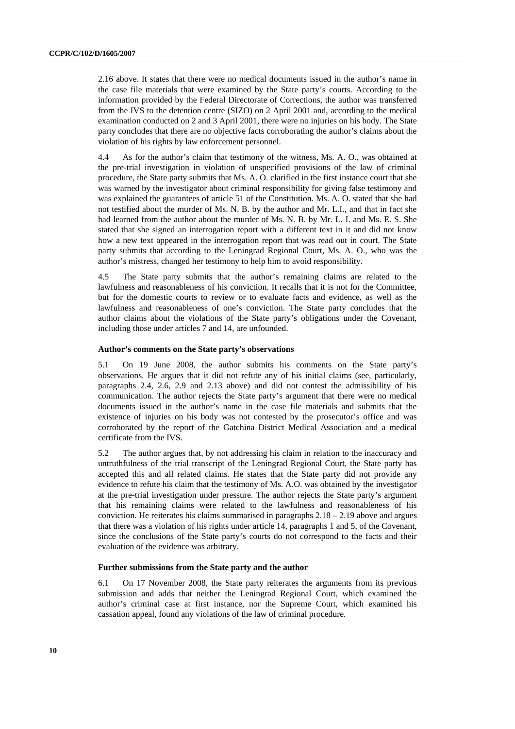2.16 above. It states that there were no medical documents issued in the author's name in the case file materials that were examined by the State party's courts. According to the information provided by the Federal Directorate of Corrections, the author was transferred from the IVS to the detention centre (SIZO) on 2 April 2001 and, according to the medical examination conducted on 2 and 3 April 2001, there were no injuries on his body. The State party concludes that there are no objective facts corroborating the author's claims about the violation of his rights by law enforcement personnel.

4.4 As for the author's claim that testimony of the witness, Ms. A. O., was obtained at the pre-trial investigation in violation of unspecified provisions of the law of criminal procedure, the State party submits that Ms. A. O. clarified in the first instance court that she was warned by the investigator about criminal responsibility for giving false testimony and was explained the guarantees of article 51 of the Constitution. Ms. A. O. stated that she had not testified about the murder of Ms. N. B. by the author and Mr. L.I., and that in fact she had learned from the author about the murder of Ms. N. B. by Mr. L. I. and Ms. E. S. She stated that she signed an interrogation report with a different text in it and did not know how a new text appeared in the interrogation report that was read out in court. The State party submits that according to the Leningrad Regional Court, Ms. A. O., who was the author's mistress, changed her testimony to help him to avoid responsibility.

4.5 The State party submits that the author's remaining claims are related to the lawfulness and reasonableness of his conviction. It recalls that it is not for the Committee, but for the domestic courts to review or to evaluate facts and evidence, as well as the lawfulness and reasonableness of one's conviction. The State party concludes that the author claims about the violations of the State party's obligations under the Covenant, including those under articles 7 and 14, are unfounded.

### Author's comments on the State party's observations

5.1 On 19 June 2008, the author submits his comments on the State party's observations. He argues that it did not refute any of his initial claims (see, particularly, paragraphs 2.4, 2.6, 2.9 and 2.13 above) and did not contest the admissibility of his communication. The author rejects the State party's argument that there were no medical documents issued in the author's name in the case file materials and submits that the existence of injuries on his body was not contested by the prosecutor's office and was corroborated by the report of the Gatchina District Medical Association and a medical certificate from the IVS.

5.2 The author argues that, by not addressing his claim in relation to the inaccuracy and untruthfulness of the trial transcript of the Leningrad Regional Court, the State party has accepted this and all related claims. He states that the State party did not provide any evidence to refute his claim that the testimony of Ms. A.O. was obtained by the investigator at the pre-trial investigation under pressure. The author rejects the State party's argument that his remaining claims were related to the lawfulness and reasonableness of his conviction. He reiterates his claims summarised in paragraphs 2.18 – 2.19 above and argues that there was a violation of his rights under article 14, paragraphs 1 and 5, of the Covenant, since the conclusions of the State party's courts do not correspond to the facts and their evaluation of the evidence was arbitrary.

### Further submissions from the State party and the author

6.1 On 17 November 2008, the State party reiterates the arguments from its previous submission and adds that neither the Leningrad Regional Court, which examined the author's criminal case at first instance, nor the Supreme Court, which examined his cassation appeal, found any violations of the law of criminal procedure.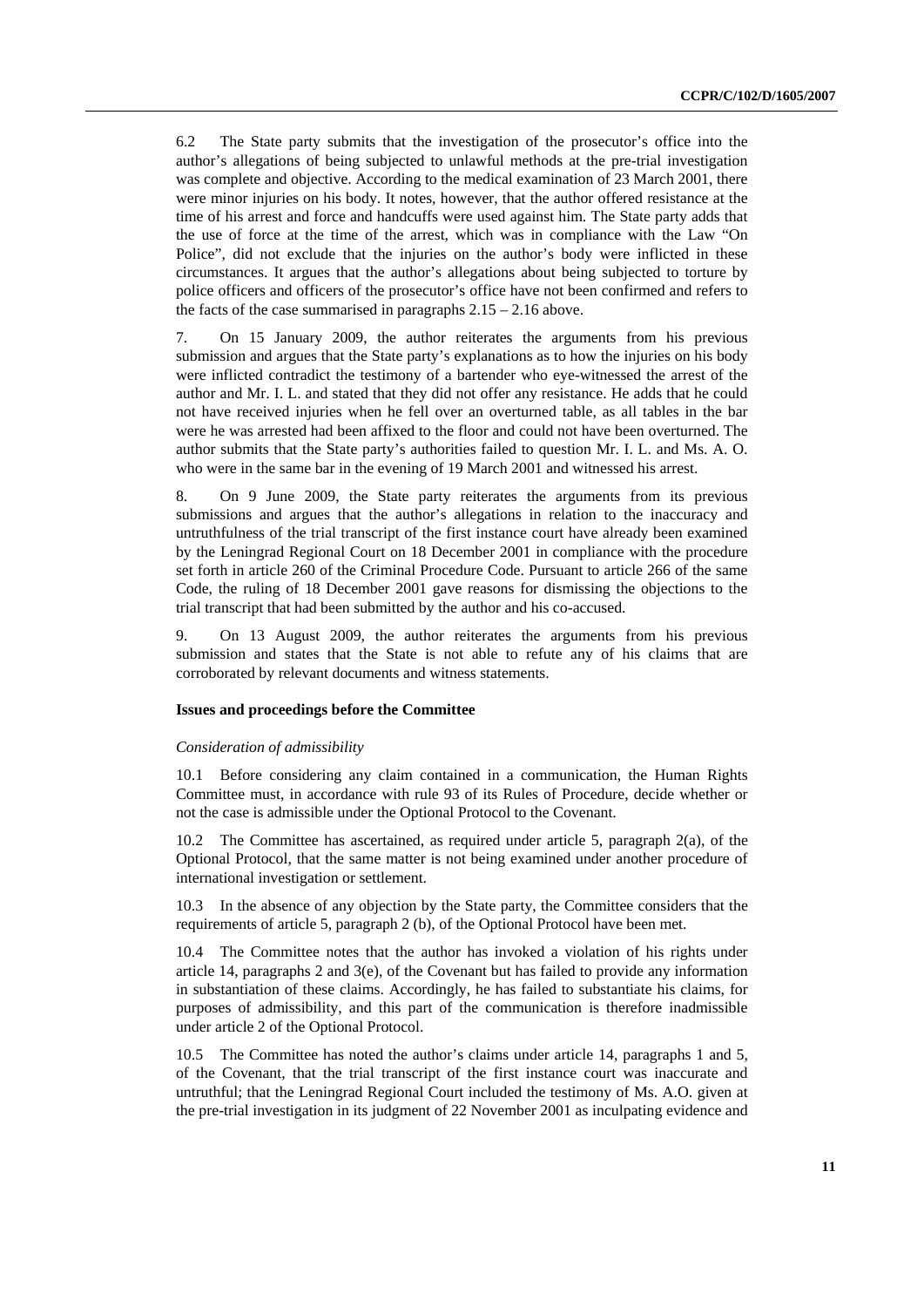6.2 The State party submits that the investigation of the prosecutor's office into the author's allegations of being subjected to unlawful methods at the pre-trial investigation was complete and objective. According to the medical examination of 23 March 2001, there were minor injuries on his body. It notes, however, that the author offered resistance at the time of his arrest and force and handcuffs were used against him. The State party adds that the use of force at the time of the arrest, which was in compliance with the Law "On Police", did not exclude that the injuries on the author's body were inflicted in these circumstances. It argues that the author's allegations about being subjected to torture by police officers and officers of the prosecutor's office have not been confirmed and refers to the facts of the case summarised in paragraphs 2.15 – 2.16 above.

7. On 15 January 2009, the author reiterates the arguments from his previous submission and argues that the State party's explanations as to how the injuries on his body were inflicted contradict the testimony of a bartender who eye-witnessed the arrest of the author and Mr. I. L. and stated that they did not offer any resistance. He adds that he could not have received injuries when he fell over an overturned table, as all tables in the bar were he was arrested had been affixed to the floor and could not have been overturned. The author submits that the State party's authorities failed to question Mr. I. L. and Ms. A. O. who were in the same bar in the evening of 19 March 2001 and witnessed his arrest.

8. On 9 June 2009, the State party reiterates the arguments from its previous submissions and argues that the author's allegations in relation to the inaccuracy and untruthfulness of the trial transcript of the first instance court have already been examined by the Leningrad Regional Court on 18 December 2001 in compliance with the procedure set forth in article 260 of the Criminal Procedure Code. Pursuant to article 266 of the same Code, the ruling of 18 December 2001 gave reasons for dismissing the objections to the trial transcript that had been submitted by the author and his co-accused.

9. On 13 August 2009, the author reiterates the arguments from his previous submission and states that the State is not able to refute any of his claims that are corroborated by relevant documents and witness statements.

### Issues and proceedings before the Committee

*Consideration of admissibility*

10.1 Before considering any claim contained in a communication, the Human Rights Committee must, in accordance with rule 93 of its Rules of Procedure, decide whether or not the case is admissible under the Optional Protocol to the Covenant.

10.2 The Committee has ascertained, as required under article 5, paragraph 2(a), of the Optional Protocol, that the same matter is not being examined under another procedure of international investigation or settlement.

10.3 In the absence of any objection by the State party, the Committee considers that the requirements of article 5, paragraph 2 (b), of the Optional Protocol have been met.

10.4 The Committee notes that the author has invoked a violation of his rights under article 14, paragraphs 2 and 3(e), of the Covenant but has failed to provide any information in substantiation of these claims. Accordingly, he has failed to substantiate his claims, for purposes of admissibility, and this part of the communication is therefore inadmissible under article 2 of the Optional Protocol.

10.5 The Committee has noted the author's claims under article 14, paragraphs 1 and 5, of the Covenant, that the trial transcript of the first instance court was inaccurate and untruthful; that the Leningrad Regional Court included the testimony of Ms. A.O. given at the pre-trial investigation in its judgment of 22 November 2001 as inculpating evidence and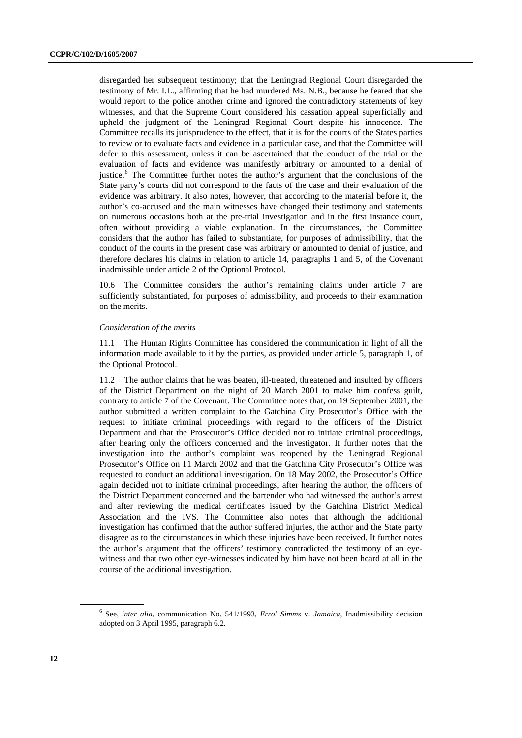disregarded her subsequent testimony; that the Leningrad Regional Court disregarded the testimony of Mr. I.L., affirming that he had murdered Ms. N.B., because he feared that she would report to the police another crime and ignored the contradictory statements of key witnesses, and that the Supreme Court considered his cassation appeal superficially and upheld the judgment of the Leningrad Regional Court despite his innocence. The Committee recalls its jurisprudence to the effect, that it is for the courts of the States parties to review or to evaluate facts and evidence in a particular case, and that the Committee will defer to this assessment, unless it can be ascertained that the conduct of the trial or the evaluation of facts and evidence was manifestly arbitrary or amounted to a denial of justice.[6] The Committee further notes the author's argument that the conclusions of the State party's courts did not correspond to the facts of the case and their evaluation of the evidence was arbitrary. It also notes, however, that according to the material before it, the author's co-accused and the main witnesses have changed their testimony and statements on numerous occasions both at the pre-trial investigation and in the first instance court, often without providing a viable explanation. In the circumstances, the Committee considers that the author has failed to substantiate, for purposes of admissibility, that the conduct of the courts in the present case was arbitrary or amounted to denial of justice, and therefore declares his claims in relation to article 14, paragraphs 1 and 5, of the Covenant inadmissible under article 2 of the Optional Protocol.

10.6 The Committee considers the author's remaining claims under article 7 are sufficiently substantiated, for purposes of admissibility, and proceeds to their examination on the merits.

*Consideration of the merits*

11.1 The Human Rights Committee has considered the communication in light of all the information made available to it by the parties, as provided under article 5, paragraph 1, of the Optional Protocol.

11.2 The author claims that he was beaten, ill-treated, threatened and insulted by officers of the District Department on the night of 20 March 2001 to make him confess guilt, contrary to article 7 of the Covenant. The Committee notes that, on 19 September 2001, the author submitted a written complaint to the Gatchina City Prosecutor's Office with the request to initiate criminal proceedings with regard to the officers of the District Department and that the Prosecutor's Office decided not to initiate criminal proceedings, after hearing only the officers concerned and the investigator. It further notes that the investigation into the author's complaint was reopened by the Leningrad Regional Prosecutor's Office on 11 March 2002 and that the Gatchina City Prosecutor's Office was requested to conduct an additional investigation. On 18 May 2002, the Prosecutor's Office again decided not to initiate criminal proceedings, after hearing the author, the officers of the District Department concerned and the bartender who had witnessed the author's arrest and after reviewing the medical certificates issued by the Gatchina District Medical Association and the IVS. The Committee also notes that although the additional investigation has confirmed that the author suffered injuries, the author and the State party disagree as to the circumstances in which these injuries have been received. It further notes the author's argument that the officers' testimony contradicted the testimony of an eye-witness and that two other eye-witnesses indicated by him have not been heard at all in the course of the additional investigation.

[6] See, *inter alia*, communication No. 541/1993, *Errol Simms* v. *Jamaica*, Inadmissibility decision adopted on 3 April 1995, paragraph 6.2.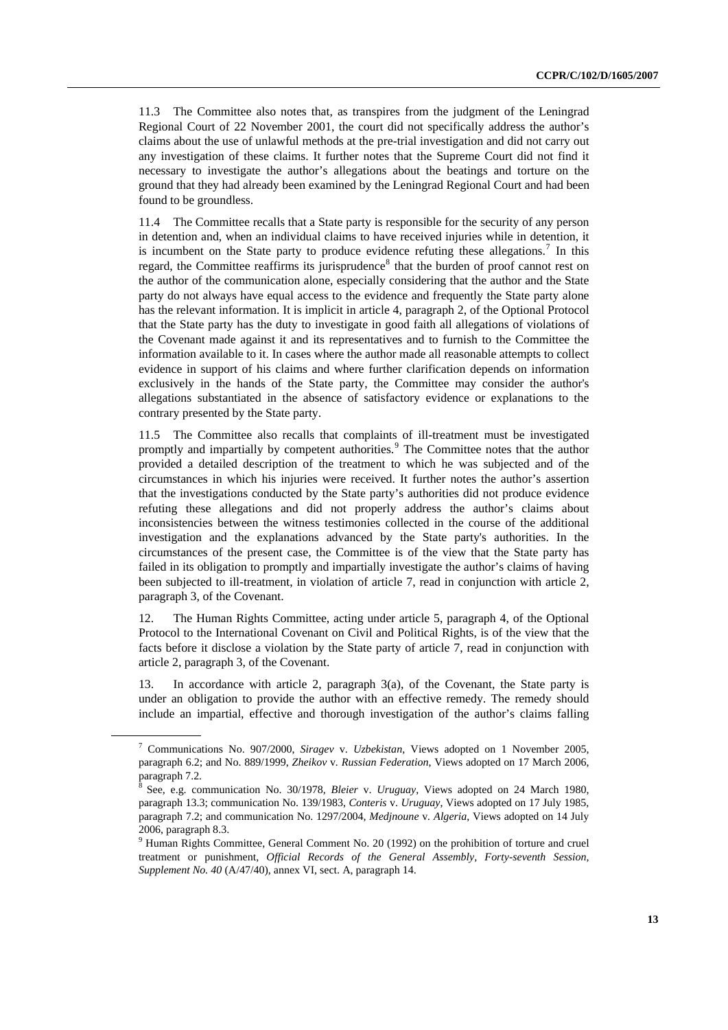11.3 The Committee also notes that, as transpires from the judgment of the Leningrad Regional Court of 22 November 2001, the court did not specifically address the author's claims about the use of unlawful methods at the pre-trial investigation and did not carry out any investigation of these claims. It further notes that the Supreme Court did not find it necessary to investigate the author's allegations about the beatings and torture on the ground that they had already been examined by the Leningrad Regional Court and had been found to be groundless.

11.4 The Committee recalls that a State party is responsible for the security of any person in detention and, when an individual claims to have received injuries while in detention, it is incumbent on the State party to produce evidence refuting these allegations.[7] In this regard, the Committee reaffirms its jurisprudence[8] that the burden of proof cannot rest on the author of the communication alone, especially considering that the author and the State party do not always have equal access to the evidence and frequently the State party alone has the relevant information. It is implicit in article 4, paragraph 2, of the Optional Protocol that the State party has the duty to investigate in good faith all allegations of violations of the Covenant made against it and its representatives and to furnish to the Committee the information available to it. In cases where the author made all reasonable attempts to collect evidence in support of his claims and where further clarification depends on information exclusively in the hands of the State party, the Committee may consider the author's allegations substantiated in the absence of satisfactory evidence or explanations to the contrary presented by the State party.

11.5 The Committee also recalls that complaints of ill-treatment must be investigated promptly and impartially by competent authorities.[9] The Committee notes that the author provided a detailed description of the treatment to which he was subjected and of the circumstances in which his injuries were received. It further notes the author's assertion that the investigations conducted by the State party's authorities did not produce evidence refuting these allegations and did not properly address the author's claims about inconsistencies between the witness testimonies collected in the course of the additional investigation and the explanations advanced by the State party's authorities. In the circumstances of the present case, the Committee is of the view that the State party has failed in its obligation to promptly and impartially investigate the author's claims of having been subjected to ill-treatment, in violation of article 7, read in conjunction with article 2, paragraph 3, of the Covenant.

12. The Human Rights Committee, acting under article 5, paragraph 4, of the Optional Protocol to the International Covenant on Civil and Political Rights, is of the view that the facts before it disclose a violation by the State party of article 7, read in conjunction with article 2, paragraph 3, of the Covenant.

13. In accordance with article 2, paragraph 3(a), of the Covenant, the State party is under an obligation to provide the author with an effective remedy. The remedy should include an impartial, effective and thorough investigation of the author's claims falling

---

[7] Communications No. 907/2000, *Siragev* v. *Uzbekistan*, Views adopted on 1 November 2005, paragraph 6.2; and No. 889/1999, *Zheikov* v. *Russian Federation*, Views adopted on 17 March 2006, paragraph 7.2.

[8] See, e.g. communication No. 30/1978, *Bleier* v. *Uruguay*, Views adopted on 24 March 1980, paragraph 13.3; communication No. 139/1983, *Conteris* v. *Uruguay*, Views adopted on 17 July 1985, paragraph 7.2; and communication No. 1297/2004, *Medjnoune* v. *Algeria*, Views adopted on 14 July 2006, paragraph 8.3.

[9] Human Rights Committee, General Comment No. 20 (1992) on the prohibition of torture and cruel treatment or punishment, *Official Records of the General Assembly, Forty-seventh Session, Supplement No. 40* (A/47/40), annex VI, sect. A, paragraph 14.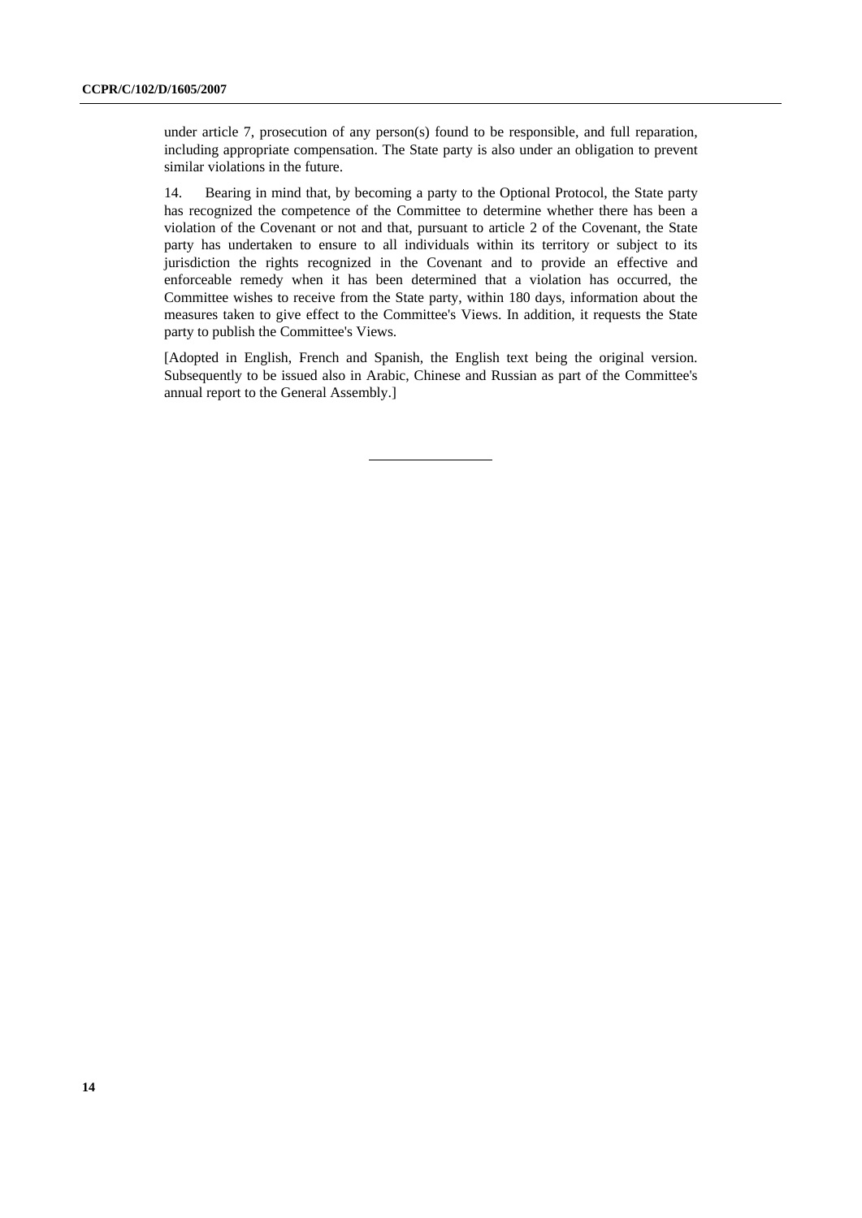under article 7, prosecution of any person(s) found to be responsible, and full reparation, including appropriate compensation. The State party is also under an obligation to prevent similar violations in the future.

14. Bearing in mind that, by becoming a party to the Optional Protocol, the State party has recognized the competence of the Committee to determine whether there has been a violation of the Covenant or not and that, pursuant to article 2 of the Covenant, the State party has undertaken to ensure to all individuals within its territory or subject to its jurisdiction the rights recognized in the Covenant and to provide an effective and enforceable remedy when it has been determined that a violation has occurred, the Committee wishes to receive from the State party, within 180 days, information about the measures taken to give effect to the Committee's Views. In addition, it requests the State party to publish the Committee's Views.

[Adopted in English, French and Spanish, the English text being the original version. Subsequently to be issued also in Arabic, Chinese and Russian as part of the Committee's annual report to the General Assembly.]